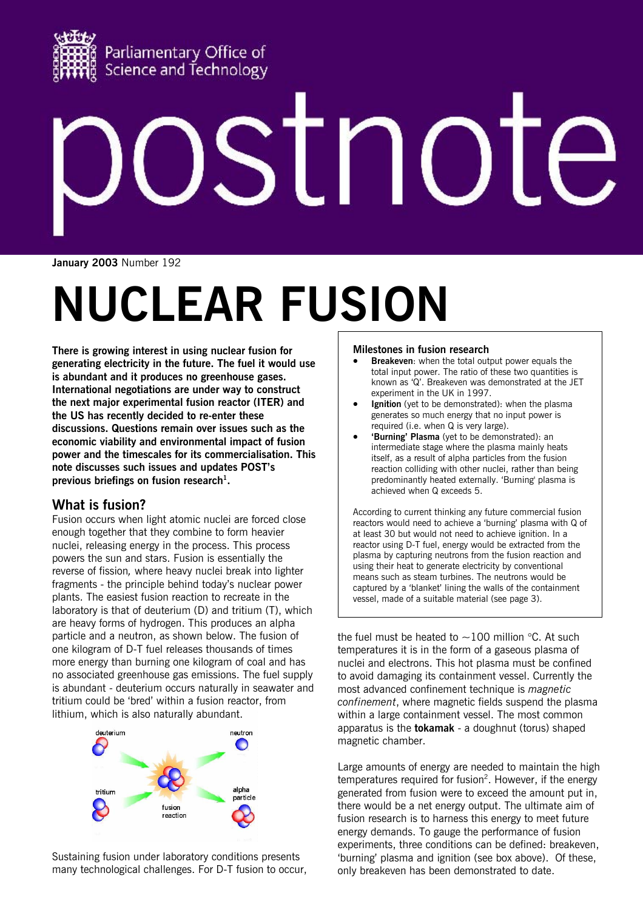Parliamentary Office of Science and Technology

# postnote

**January 2003** Number 192

# NUCLEAR FUSION

**There is growing interest in using nuclear fusion for generating electricity in the future. The fuel it would use is abundant and it produces no greenhouse gases. International negotiations are under way to construct the next major experimental fusion reactor (ITER) and the US has recently decided to re-enter these discussions. Questions remain over issues such as the economic viability and environmental impact of fusion power and the timescales for its commercialisation. This note discusses such issues and updates POST's previous briefings on fusion research[1].**

## What is fusion?

Fusion occurs when light atomic nuclei are forced close enough together that they combine to form heavier nuclei, releasing energy in the process. This process powers the sun and stars. Fusion is essentially the reverse of fission, where heavy nuclei break into lighter fragments - the principle behind today's nuclear power plants. The easiest fusion reaction to recreate in the laboratory is that of deuterium (D) and tritium (T), which are heavy forms of hydrogen. This produces an alpha particle and a neutron, as shown below. The fusion of one kilogram of D-T fuel releases thousands of times more energy than burning one kilogram of coal and has no associated greenhouse gas emissions. The fuel supply is abundant - deuterium occurs naturally in seawater and tritium could be 'bred' within a fusion reactor, from lithium, which is also naturally abundant.

deuterium, tritium, fusion reaction, neutron, alpha particle

Sustaining fusion under laboratory conditions presents many technological challenges. For D-T fusion to occur, the fuel must be heated to ~100 million °C. At such temperatures it is in the form of a gaseous plasma of nuclei and electrons. This hot plasma must be confined to avoid damaging its containment vessel. Currently the most advanced confinement technique is *magnetic confinement*, where magnetic fields suspend the plasma within a large containment vessel. The most common apparatus is the **tokamak** - a doughnut (torus) shaped magnetic chamber.

Large amounts of energy are needed to maintain the high temperatures required for fusion[2]. However, if the energy generated from fusion were to exceed the amount put in, there would be a net energy output. The ultimate aim of fusion research is to harness this energy to meet future energy demands. To gauge the performance of fusion experiments, three conditions can be defined: breakeven, 'burning' plasma and ignition (see box above). Of these, only breakeven has been demonstrated to date.

> **Milestones in fusion research**
>
> - **Breakeven**: when the total output power equals the total input power. The ratio of these two quantities is known as 'Q'. Breakeven was demonstrated at the JET experiment in the UK in 1997.
> - **Ignition** (yet to be demonstrated): when the plasma generates so much energy that no input power is required (i.e. when Q is very large).
> - **'Burning' Plasma** (yet to be demonstrated): an intermediate stage where the plasma mainly heats itself, as a result of alpha particles from the fusion reaction colliding with other nuclei, rather than being predominantly heated externally. 'Burning' plasma is achieved when Q exceeds 5.
>
> According to current thinking any future commercial fusion reactors would need to achieve a 'burning' plasma with Q of at least 30 but would not need to achieve ignition. In a reactor using D-T fuel, energy would be extracted from the plasma by capturing neutrons from the fusion reaction and using their heat to generate electricity by conventional means such as steam turbines. The neutrons would be captured by a 'blanket' lining the walls of the containment vessel, made of a suitable material (see page 3).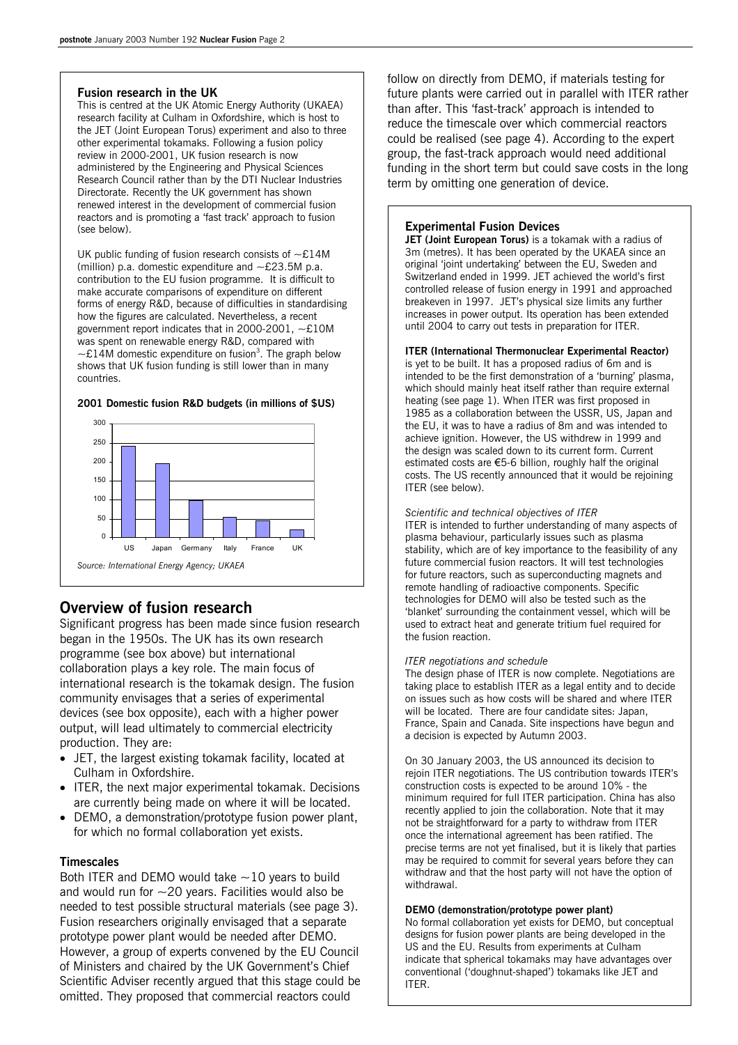### Fusion research in the UK

This is centred at the UK Atomic Energy Authority (UKAEA) research facility at Culham in Oxfordshire, which is host to the JET (Joint European Torus) experiment and also to three other experimental tokamaks. Following a fusion policy review in 2000-2001, UK fusion research is now administered by the Engineering and Physical Sciences Research Council rather than by the DTI Nuclear Industries Directorate. Recently the UK government has shown renewed interest in the development of commercial fusion reactors and is promoting a 'fast track' approach to fusion (see below).

UK public funding of fusion research consists of ~£14M (million) p.a. domestic expenditure and ~£23.5M p.a. contribution to the EU fusion programme. It is difficult to make accurate comparisons of expenditure on different forms of energy R&D, because of difficulties in standardising how the figures are calculated. Nevertheless, a recent government report indicates that in 2000-2001, ~£10M was spent on renewable energy R&D, compared with ~£14M domestic expenditure on fusion[3]. The graph below shows that UK fusion funding is still lower than in many countries.

**2001 Domestic fusion R&D budgets (in millions of $US)**

| Country | Budget (approx., millions $US) |
|---|---|
| US | 240 |
| Japan | 195 |
| Germany | 97 |
| Italy | 53 |
| France | 45 |
| UK | 20 |

*Source: International Energy Agency; UKAEA*

## Overview of fusion research

Significant progress has been made since fusion research began in the 1950s. The UK has its own research programme (see box above) but international collaboration plays a key role. The main focus of international research is the tokamak design. The fusion community envisages that a series of experimental devices (see box opposite), each with a higher power output, will lead ultimately to commercial electricity production. They are:

- JET, the largest existing tokamak facility, located at Culham in Oxfordshire.
- ITER, the next major experimental tokamak. Decisions are currently being made on where it will be located.
- DEMO, a demonstration/prototype fusion power plant, for which no formal collaboration yet exists.

### Timescales

Both ITER and DEMO would take ~10 years to build and would run for ~20 years. Facilities would also be needed to test possible structural materials (see page 3). Fusion researchers originally envisaged that a separate prototype power plant would be needed after DEMO. However, a group of experts convened by the EU Council of Ministers and chaired by the UK Government's Chief Scientific Adviser recently argued that this stage could be omitted. They proposed that commercial reactors could follow on directly from DEMO, if materials testing for future plants were carried out in parallel with ITER rather than after. This 'fast-track' approach is intended to reduce the timescale over which commercial reactors could be realised (see page 4). According to the expert group, the fast-track approach would need additional funding in the short term but could save costs in the long term by omitting one generation of device.

### Experimental Fusion Devices

**JET (Joint European Torus)** is a tokamak with a radius of 3m (metres). It has been operated by the UKAEA since an original 'joint undertaking' between the EU, Sweden and Switzerland ended in 1999. JET achieved the world's first controlled release of fusion energy in 1991 and approached breakeven in 1997. JET's physical size limits any further increases in power output. Its operation has been extended until 2004 to carry out tests in preparation for ITER.

**ITER (International Thermonuclear Experimental Reactor)** is yet to be built. It has a proposed radius of 6m and is intended to be the first demonstration of a 'burning' plasma, which should mainly heat itself rather than require external heating (see page 1). When ITER was first proposed in 1985 as a collaboration between the USSR, US, Japan and the EU, it was to have a radius of 8m and was intended to achieve ignition. However, the US withdrew in 1999 and the design was scaled down to its current form. Current estimated costs are €5-6 billion, roughly half the original costs. The US recently announced that it would be rejoining ITER (see below).

*Scientific and technical objectives of ITER*

ITER is intended to further understanding of many aspects of plasma behaviour, particularly issues such as plasma stability, which are of key importance to the feasibility of any future commercial fusion reactors. It will test technologies for future reactors, such as superconducting magnets and remote handling of radioactive components. Specific technologies for DEMO will also be tested such as the 'blanket' surrounding the containment vessel, which will be used to extract heat and generate tritium fuel required for the fusion reaction.

*ITER negotiations and schedule*

The design phase of ITER is now complete. Negotiations are taking place to establish ITER as a legal entity and to decide on issues such as how costs will be shared and where ITER will be located. There are four candidate sites: Japan, France, Spain and Canada. Site inspections have begun and a decision is expected by Autumn 2003.

On 30 January 2003, the US announced its decision to rejoin ITER negotiations. The US contribution towards ITER's construction costs is expected to be around 10% - the minimum required for full ITER participation. China has also recently applied to join the collaboration. Note that it may not be straightforward for a party to withdraw from ITER once the international agreement has been ratified. The precise terms are not yet finalised, but it is likely that parties may be required to commit for several years before they can withdraw and that the host party will not have the option of withdrawal.

**DEMO (demonstration/prototype power plant)**

No formal collaboration yet exists for DEMO, but conceptual designs for fusion power plants are being developed in the US and the EU. Results from experiments at Culham indicate that spherical tokamaks may have advantages over conventional ('doughnut-shaped') tokamaks like JET and ITER.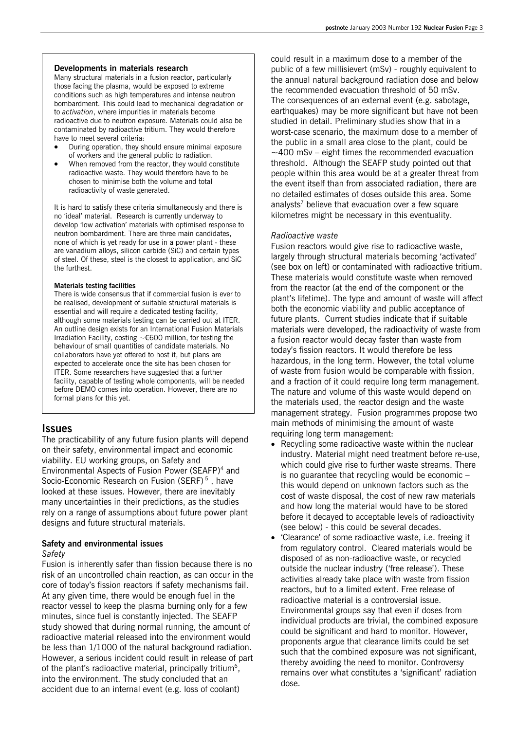### Developments in materials research

Many structural materials in a fusion reactor, particularly those facing the plasma, would be exposed to extreme conditions such as high temperatures and intense neutron bombardment. This could lead to mechanical degradation or to *activation*, where impurities in materials become radioactive due to neutron exposure. Materials could also be contaminated by radioactive tritium. They would therefore have to meet several criteria:

- During operation, they should ensure minimal exposure of workers and the general public to radiation.
- When removed from the reactor, they would constitute radioactive waste. They would therefore have to be chosen to minimise both the volume and total radioactivity of waste generated.

It is hard to satisfy these criteria simultaneously and there is no 'ideal' material. Research is currently underway to develop 'low activation' materials with optimised response to neutron bombardment. There are three main candidates, none of which is yet ready for use in a power plant - these are vanadium alloys, silicon carbide (SiC) and certain types of steel. Of these, steel is the closest to application, and SiC the furthest.

**Materials testing facilities**

There is wide consensus that if commercial fusion is ever to be realised, development of suitable structural materials is essential and will require a dedicated testing facility, although some materials testing can be carried out at ITER. An outline design exists for an International Fusion Materials Irradiation Facility, costing ~€600 million, for testing the behaviour of small quantities of candidate materials. No collaborators have yet offered to host it, but plans are expected to accelerate once the site has been chosen for ITER. Some researchers have suggested that a further facility, capable of testing whole components, will be needed before DEMO comes into operation. However, there are no formal plans for this yet.

## Issues

The practicability of any future fusion plants will depend on their safety, environmental impact and economic viability. EU working groups, on Safety and Environmental Aspects of Fusion Power (SEAFP)[4] and Socio-Economic Research on Fusion (SERF)[5], have looked at these issues. However, there are inevitably many uncertainties in their predictions, as the studies rely on a range of assumptions about future power plant designs and future structural materials.

### Safety and environmental issues

*Safety*

Fusion is inherently safer than fission because there is no risk of an uncontrolled chain reaction, as can occur in the core of today's fission reactors if safety mechanisms fail. At any given time, there would be enough fuel in the reactor vessel to keep the plasma burning only for a few minutes, since fuel is constantly injected. The SEAFP study showed that during normal running, the amount of radioactive material released into the environment would be less than 1/1000 of the natural background radiation. However, a serious incident could result in release of part of the plant's radioactive material, principally tritium[6], into the environment. The study concluded that an accident due to an internal event (e.g. loss of coolant) could result in a maximum dose to a member of the public of a few millisievert (mSv) - roughly equivalent to the annual natural background radiation dose and below the recommended evacuation threshold of 50 mSv. The consequences of an external event (e.g. sabotage, earthquakes) may be more significant but have not been studied in detail. Preliminary studies show that in a worst-case scenario, the maximum dose to a member of the public in a small area close to the plant, could be ~400 mSv – eight times the recommended evacuation threshold. Although the SEAFP study pointed out that people within this area would be at a greater threat from the event itself than from associated radiation, there are no detailed estimates of doses outside this area. Some analysts[7] believe that evacuation over a few square kilometres might be necessary in this eventuality.

*Radioactive waste*

Fusion reactors would give rise to radioactive waste, largely through structural materials becoming 'activated' (see box on left) or contaminated with radioactive tritium. These materials would constitute waste when removed from the reactor (at the end of the component or the plant's lifetime). The type and amount of waste will affect both the economic viability and public acceptance of future plants. Current studies indicate that if suitable materials were developed, the radioactivity of waste from a fusion reactor would decay faster than waste from today's fission reactors. It would therefore be less hazardous, in the long term. However, the total volume of waste from fusion would be comparable with fission, and a fraction of it could require long term management. The nature and volume of this waste would depend on the materials used, the reactor design and the waste management strategy. Fusion programmes propose two main methods of minimising the amount of waste requiring long term management:

- Recycling some radioactive waste within the nuclear industry. Material might need treatment before re-use, which could give rise to further waste streams. There is no guarantee that recycling would be economic – this would depend on unknown factors such as the cost of waste disposal, the cost of new raw materials and how long the material would have to be stored before it decayed to acceptable levels of radioactivity (see below) - this could be several decades.
- 'Clearance' of some radioactive waste, i.e. freeing it from regulatory control. Cleared materials would be disposed of as non-radioactive waste, or recycled outside the nuclear industry ('free release'). These activities already take place with waste from fission reactors, but to a limited extent. Free release of radioactive material is a controversial issue. Environmental groups say that even if doses from individual products are trivial, the combined exposure could be significant and hard to monitor. However, proponents argue that clearance limits could be set such that the combined exposure was not significant, thereby avoiding the need to monitor. Controversy remains over what constitutes a 'significant' radiation dose.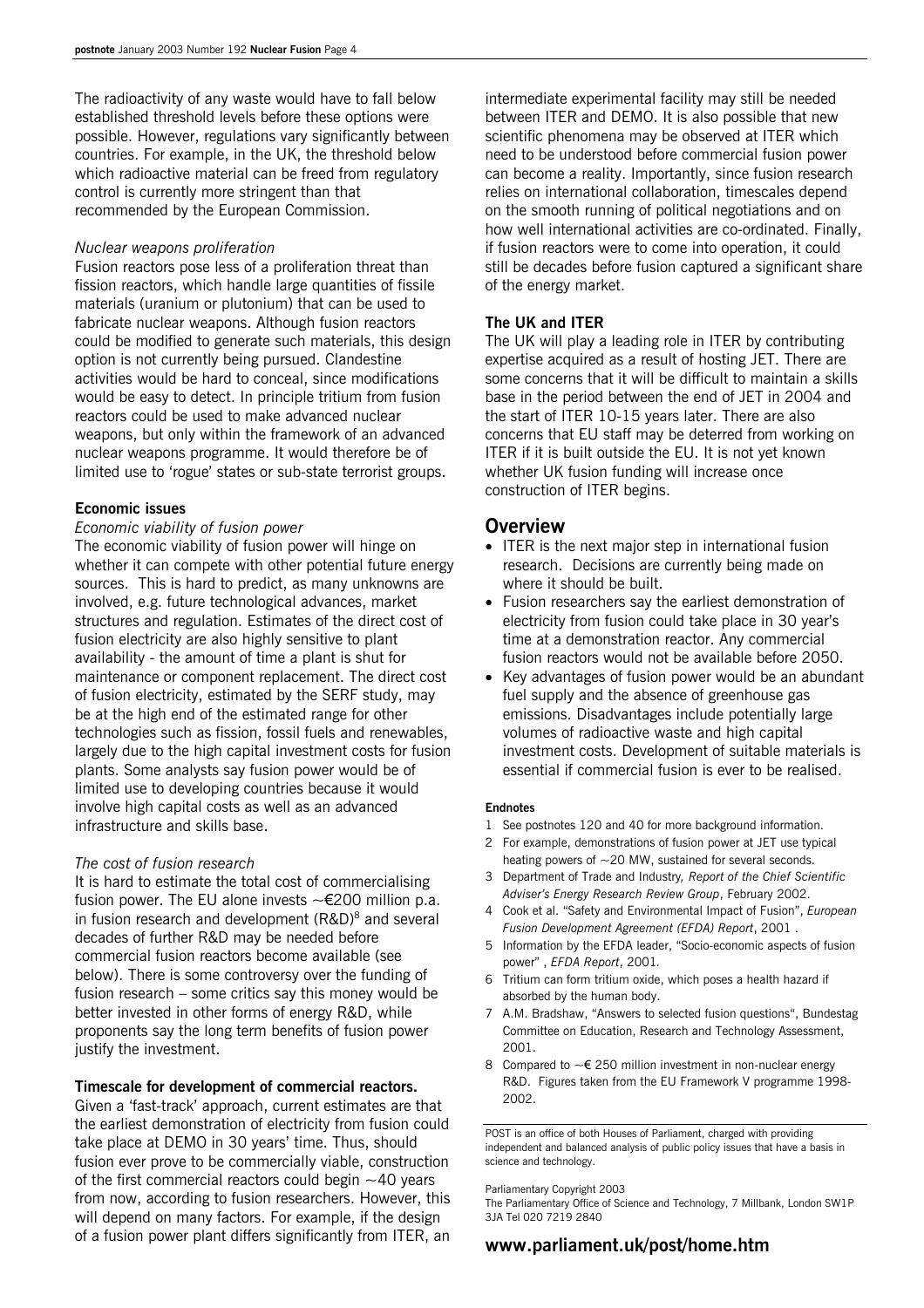The radioactivity of any waste would have to fall below established threshold levels before these options were possible. However, regulations vary significantly between countries. For example, in the UK, the threshold below which radioactive material can be freed from regulatory control is currently more stringent than that recommended by the European Commission.

*Nuclear weapons proliferation*

Fusion reactors pose less of a proliferation threat than fission reactors, which handle large quantities of fissile materials (uranium or plutonium) that can be used to fabricate nuclear weapons. Although fusion reactors could be modified to generate such materials, this design option is not currently being pursued. Clandestine activities would be hard to conceal, since modifications would be easy to detect. In principle tritium from fusion reactors could be used to make advanced nuclear weapons, but only within the framework of an advanced nuclear weapons programme. It would therefore be of limited use to 'rogue' states or sub-state terrorist groups.

**Economic issues**

*Economic viability of fusion power*

The economic viability of fusion power will hinge on whether it can compete with other potential future energy sources. This is hard to predict, as many unknowns are involved, e.g. future technological advances, market structures and regulation. Estimates of the direct cost of fusion electricity are also highly sensitive to plant availability - the amount of time a plant is shut for maintenance or component replacement. The direct cost of fusion electricity, estimated by the SERF study, may be at the high end of the estimated range for other technologies such as fission, fossil fuels and renewables, largely due to the high capital investment costs for fusion plants. Some analysts say fusion power would be of limited use to developing countries because it would involve high capital costs as well as an advanced infrastructure and skills base.

*The cost of fusion research*

It is hard to estimate the total cost of commercialising fusion power. The EU alone invests ~€200 million p.a. in fusion research and development (R&D)[8] and several decades of further R&D may be needed before commercial fusion reactors become available (see below). There is some controversy over the funding of fusion research – some critics say this money would be better invested in other forms of energy R&D, while proponents say the long term benefits of fusion power justify the investment.

**Timescale for development of commercial reactors.**

Given a 'fast-track' approach, current estimates are that the earliest demonstration of electricity from fusion could take place at DEMO in 30 years' time. Thus, should fusion ever prove to be commercially viable, construction of the first commercial reactors could begin ~40 years from now, according to fusion researchers. However, this will depend on many factors. For example, if the design of a fusion power plant differs significantly from ITER, an intermediate experimental facility may still be needed between ITER and DEMO. It is also possible that new scientific phenomena may be observed at ITER which need to be understood before commercial fusion power can become a reality. Importantly, since fusion research relies on international collaboration, timescales depend on the smooth running of political negotiations and on how well international activities are co-ordinated. Finally, if fusion reactors were to come into operation, it could still be decades before fusion captured a significant share of the energy market.

**The UK and ITER**

The UK will play a leading role in ITER by contributing expertise acquired as a result of hosting JET. There are some concerns that it will be difficult to maintain a skills base in the period between the end of JET in 2004 and the start of ITER 10-15 years later. There are also concerns that EU staff may be deterred from working on ITER if it is built outside the EU. It is not yet known whether UK fusion funding will increase once construction of ITER begins.

## Overview

- ITER is the next major step in international fusion research. Decisions are currently being made on where it should be built.
- Fusion researchers say the earliest demonstration of electricity from fusion could take place in 30 year's time at a demonstration reactor. Any commercial fusion reactors would not be available before 2050.
- Key advantages of fusion power would be an abundant fuel supply and the absence of greenhouse gas emissions. Disadvantages include potentially large volumes of radioactive waste and high capital investment costs. Development of suitable materials is essential if commercial fusion is ever to be realised.

**Endnotes**

1. See postnotes 120 and 40 for more background information.
2. For example, demonstrations of fusion power at JET use typical heating powers of ~20 MW, sustained for several seconds.
3. Department of Trade and Industry, *Report of the Chief Scientific Adviser's Energy Research Review Group*, February 2002.
4. Cook et al. "Safety and Environmental Impact of Fusion", *European Fusion Development Agreement (EFDA) Report*, 2001 .
5. Information by the EFDA leader, "Socio-economic aspects of fusion power" , *EFDA Report*, 2001.
6. Tritium can form tritium oxide, which poses a health hazard if absorbed by the human body.
7. A.M. Bradshaw, "Answers to selected fusion questions", Bundestag Committee on Education, Research and Technology Assessment, 2001.
8. Compared to ~€ 250 million investment in non-nuclear energy R&D. Figures taken from the EU Framework V programme 1998-2002.

POST is an office of both Houses of Parliament, charged with providing independent and balanced analysis of public policy issues that have a basis in science and technology.

Parliamentary Copyright 2003

The Parliamentary Office of Science and Technology, 7 Millbank, London SW1P 3JA Tel 020 7219 2840

**www.parliament.uk/post/home.htm**